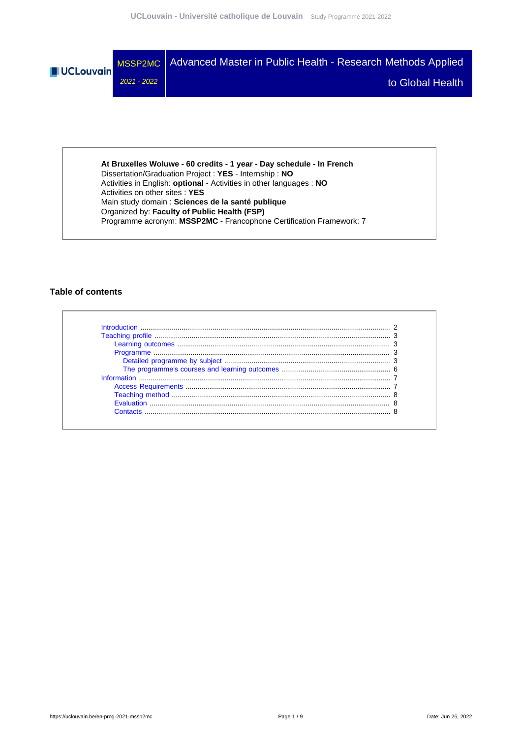# MSSP2MC - Advanced Master in Public Health - Research Methods Applied to Global Health

2021 - 2022

**At Bruxelles Woluwe - 60 credits - 1 year - Day schedule - In French**
Dissertation/Graduation Project : **YES** - Internship : **NO**
Activities in English: **optional** - Activities in other languages : **NO**
Activities on other sites : **YES**
Main study domain : **Sciences de la santé publique**
Organized by: **Faculty of Public Health (FSP)**
Programme acronym: **MSSP2MC** - Francophone Certification Framework: 7

## Table of contents

- Introduction ........ 2
- Teaching profile ........ 3
  - Learning outcomes ........ 3
  - Programme ........ 3
    - Detailed programme by subject ........ 3
    - The programme's courses and learning outcomes ........ 6
- Information ........ 7
  - Access Requirements ........ 7
  - Teaching method ........ 8
  - Evaluation ........ 8
  - Contacts ........ 8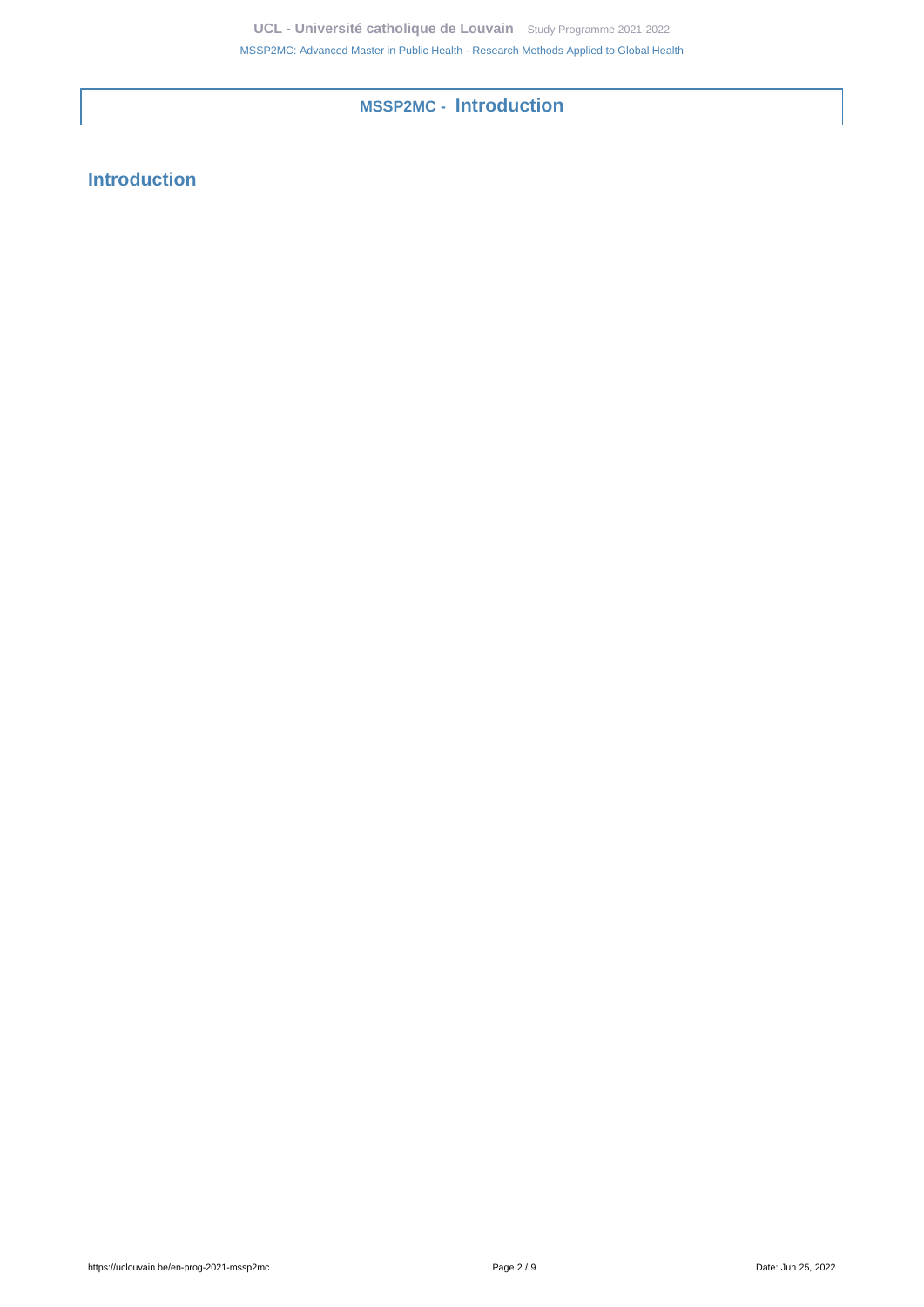# MSSP2MC - Introduction

## Introduction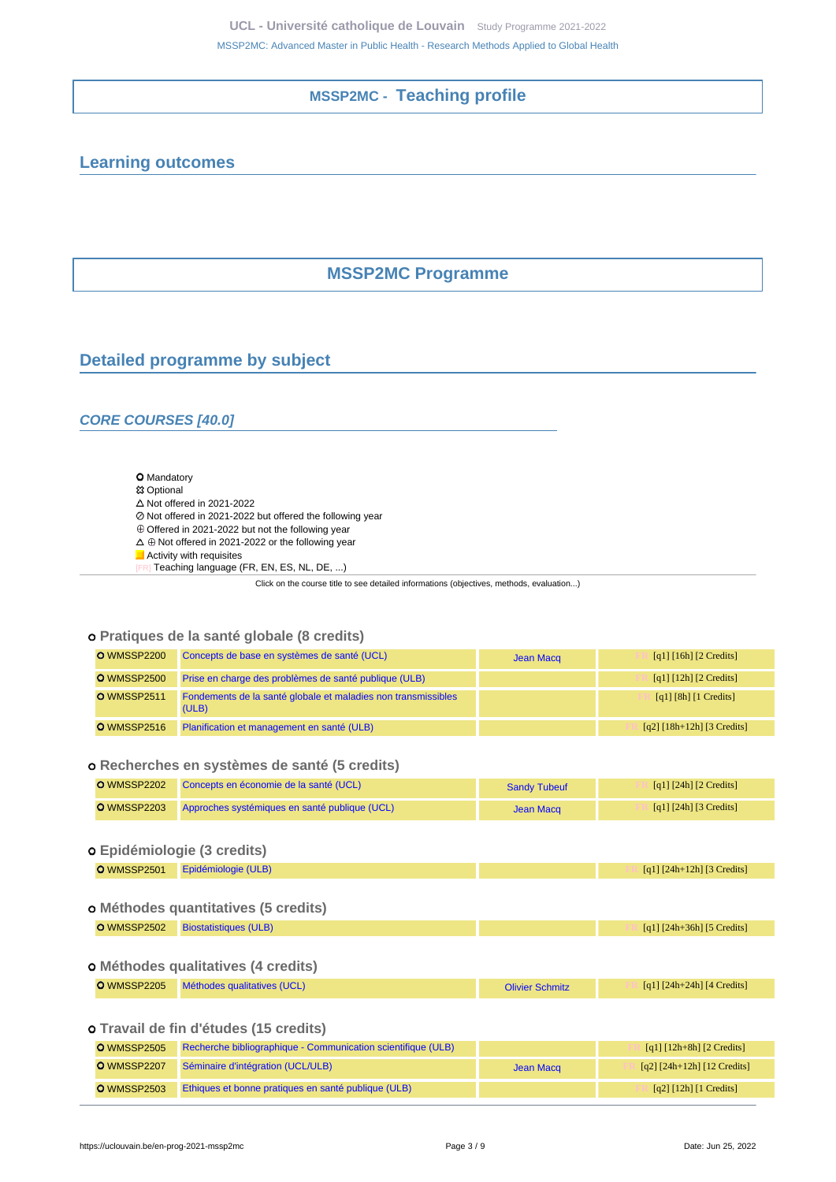## MSSP2MC - Teaching profile

## Learning outcomes

## MSSP2MC Programme

## Detailed programme by subject

### *CORE COURSES [40.0]*

- ⭘ Mandatory
- ✿ Optional
- △ Not offered in 2021-2022
- ⊘ Not offered in 2021-2022 but offered the following year
- ⊕ Offered in 2021-2022 but not the following year
- △ ⊕ Not offered in 2021-2022 or the following year
- Activity with requisites
- [FR] Teaching language (FR, EN, ES, NL, DE, ...)

Click on the course title to see detailed informations (objectives, methods, evaluation...)

#### ⭘ Pratiques de la santé globale (8 credits)

| | | | |
|---|---|---|---|
| ⭘ WMSSP2200 | Concepts de base en systèmes de santé (UCL) | Jean Macq | [FR] [q1] [16h] [2 Credits] |
| ⭘ WMSSP2500 | Prise en charge des problèmes de santé publique (ULB) | | [FR] [q1] [12h] [2 Credits] |
| ⭘ WMSSP2511 | Fondements de la santé globale et maladies non transmissibles (ULB) | | [FR] [q1] [8h] [1 Credits] |
| ⭘ WMSSP2516 | Planification et management en santé (ULB) | | [FR] [q2] [18h+12h] [3 Credits] |

#### ⭘ Recherches en systèmes de santé (5 credits)

| | | | |
|---|---|---|---|
| ⭘ WMSSP2202 | Concepts en économie de la santé (UCL) | Sandy Tubeuf | [FR] [q1] [24h] [2 Credits] |
| ⭘ WMSSP2203 | Approches systémiques en santé publique (UCL) | Jean Macq | [FR] [q1] [24h] [3 Credits] |

#### ⭘ Epidémiologie (3 credits)

| | | | |
|---|---|---|---|
| ⭘ WMSSP2501 | Epidémiologie (ULB) | | [FR] [q1] [24h+12h] [3 Credits] |

#### ⭘ Méthodes quantitatives (5 credits)

| | | | |
|---|---|---|---|
| ⭘ WMSSP2502 | Biostatistiques (ULB) | | [FR] [q1] [24h+36h] [5 Credits] |

#### ⭘ Méthodes qualitatives (4 credits)

| | | | |
|---|---|---|---|
| ⭘ WMSSP2205 | Méthodes qualitatives (UCL) | Olivier Schmitz | [FR] [q1] [24h+24h] [4 Credits] |

#### ⭘ Travail de fin d'études (15 credits)

| | | | |
|---|---|---|---|
| ⭘ WMSSP2505 | Recherche bibliographique - Communication scientifique (ULB) | | [FR] [q1] [12h+8h] [2 Credits] |
| ⭘ WMSSP2207 | Séminaire d'intégration (UCL/ULB) | Jean Macq | [FR] [q2] [24h+12h] [12 Credits] |
| ⭘ WMSSP2503 | Ethiques et bonne pratiques en santé publique (ULB) | | [FR] [q2] [12h] [1 Credits] |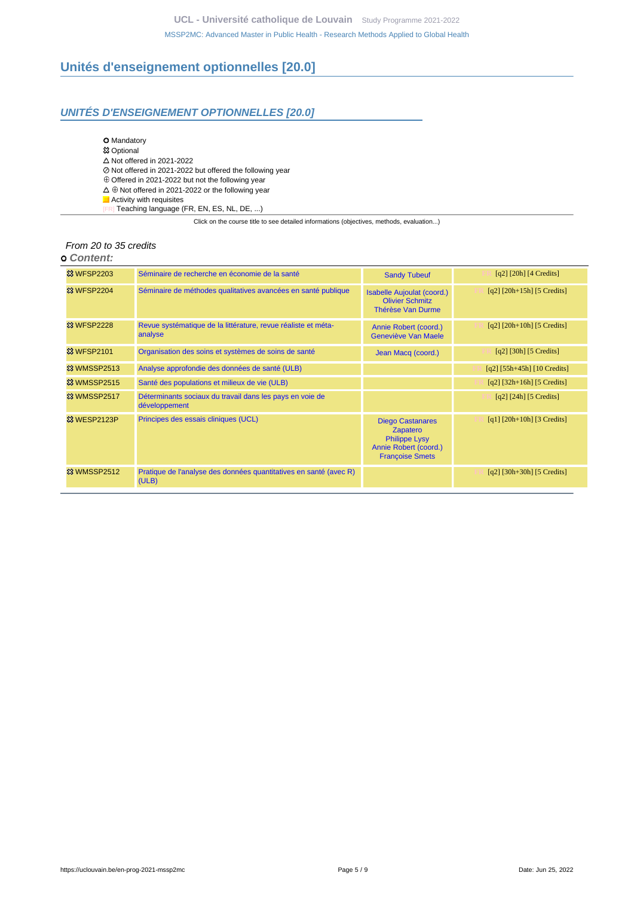## Unités d'enseignement optionnelles [20.0]

### *UNITÉS D'ENSEIGNEMENT OPTIONNELLES [20.0]*

- ⭘ Mandatory
- ✲ Optional
- △ Not offered in 2021-2022
- ⊘ Not offered in 2021-2022 but offered the following year
- ⊕ Offered in 2021-2022 but not the following year
- △ ⊕ Not offered in 2021-2022 or the following year
- Activity with requisites
- [FR] Teaching language (FR, EN, ES, NL, DE, ...)

Click on the course title to see detailed informations (objectives, methods, evaluation...)

*From 20 to 35 credits*

⭘ ***Content:***

| Code | Title | Teachers | Details |
|---|---|---|---|
| ✲ WFSP2203 | Séminaire de recherche en économie de la santé | Sandy Tubeuf | [FR] [q2] [20h] [4 Credits] |
| ✲ WFSP2204 | Séminaire de méthodes qualitatives avancées en santé publique | Isabelle Aujoulat (coord.) Olivier Schmitz Thérèse Van Durme | [FR] [q2] [20h+15h] [5 Credits] |
| ✲ WFSP2228 | Revue systématique de la littérature, revue réaliste et méta-analyse | Annie Robert (coord.) Geneviève Van Maele | [FR] [q2] [20h+10h] [5 Credits] |
| ✲ WFSP2101 | Organisation des soins et systèmes de soins de santé | Jean Macq (coord.) | [FR] [q2] [30h] [5 Credits] |
| ✲ WMSSP2513 | Analyse approfondie des données de santé (ULB) | | [FR] [q2] [55h+45h] [10 Credits] |
| ✲ WMSSP2515 | Santé des populations et milieux de vie (ULB) | | [FR] [q2] [32h+16h] [5 Credits] |
| ✲ WMSSP2517 | Déterminants sociaux du travail dans les pays en voie de développement | | [FR] [q2] [24h] [5 Credits] |
| ✲ WESP2123P | Principes des essais cliniques (UCL) | Diego Castanares Zapatero Philippe Lysy Annie Robert (coord.) Françoise Smets | [FR] [q1] [20h+10h] [3 Credits] |
| ✲ WMSSP2512 | Pratique de l'analyse des données quantitatives en santé (avec R) (ULB) | | [FR] [q2] [30h+30h] [5 Credits] |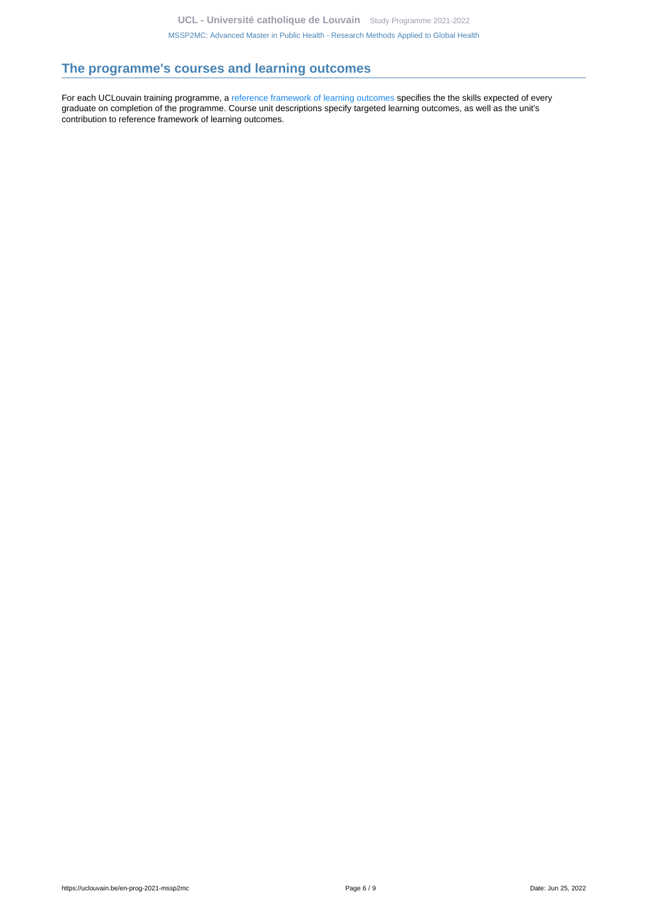## The programme's courses and learning outcomes

For each UCLouvain training programme, a reference framework of learning outcomes specifies the the skills expected of every graduate on completion of the programme. Course unit descriptions specify targeted learning outcomes, as well as the unit's contribution to reference framework of learning outcomes.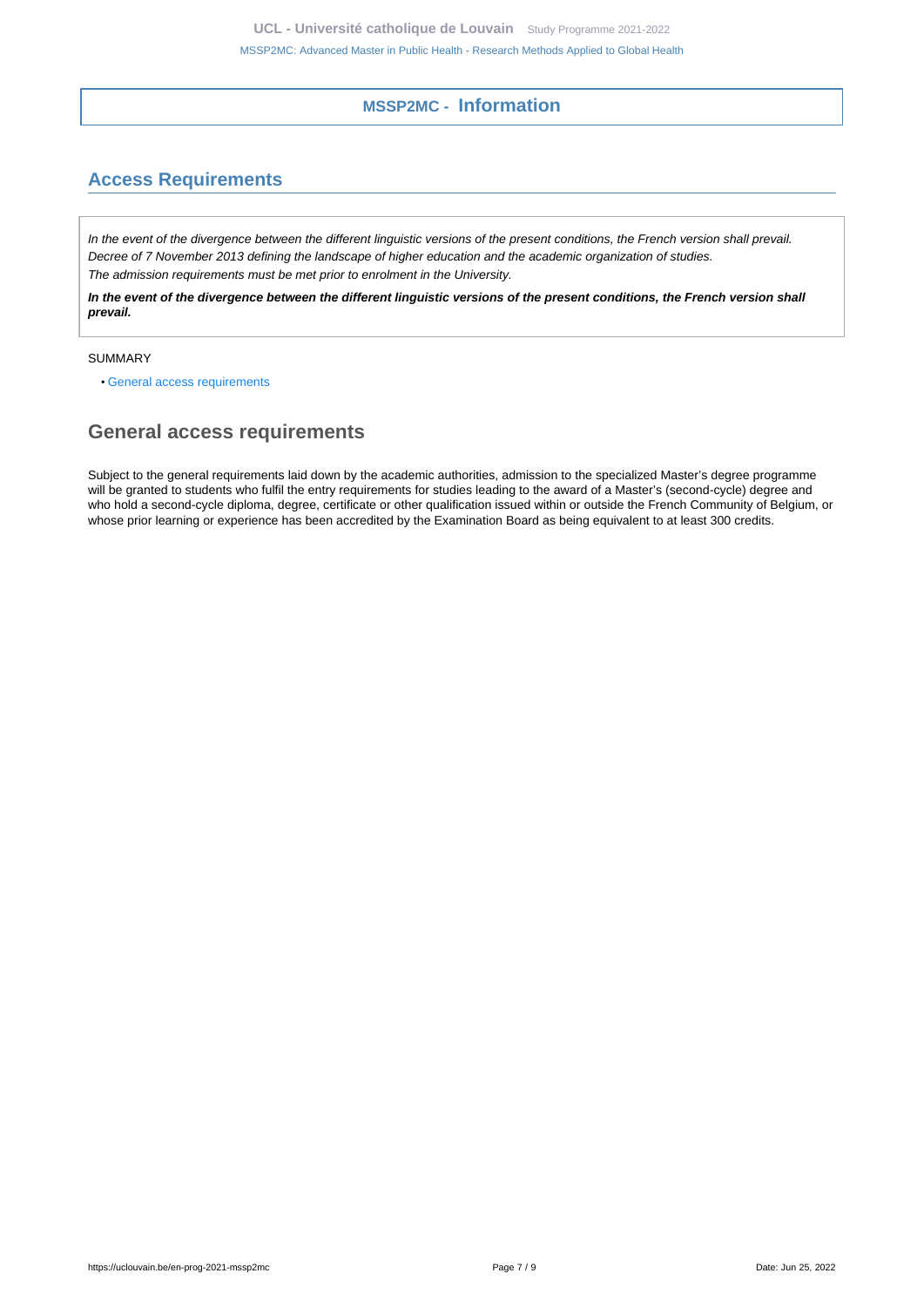## MSSP2MC - Information

## Access Requirements

*In the event of the divergence between the different linguistic versions of the present conditions, the French version shall prevail.*
*Decree of 7 November 2013 defining the landscape of higher education and the academic organization of studies.*
*The admission requirements must be met prior to enrolment in the University.*

***In the event of the divergence between the different linguistic versions of the present conditions, the French version shall prevail.***

SUMMARY

- General access requirements

## General access requirements

Subject to the general requirements laid down by the academic authorities, admission to the specialized Master's degree programme will be granted to students who fulfil the entry requirements for studies leading to the award of a Master's (second-cycle) degree and who hold a second-cycle diploma, degree, certificate or other qualification issued within or outside the French Community of Belgium, or whose prior learning or experience has been accredited by the Examination Board as being equivalent to at least 300 credits.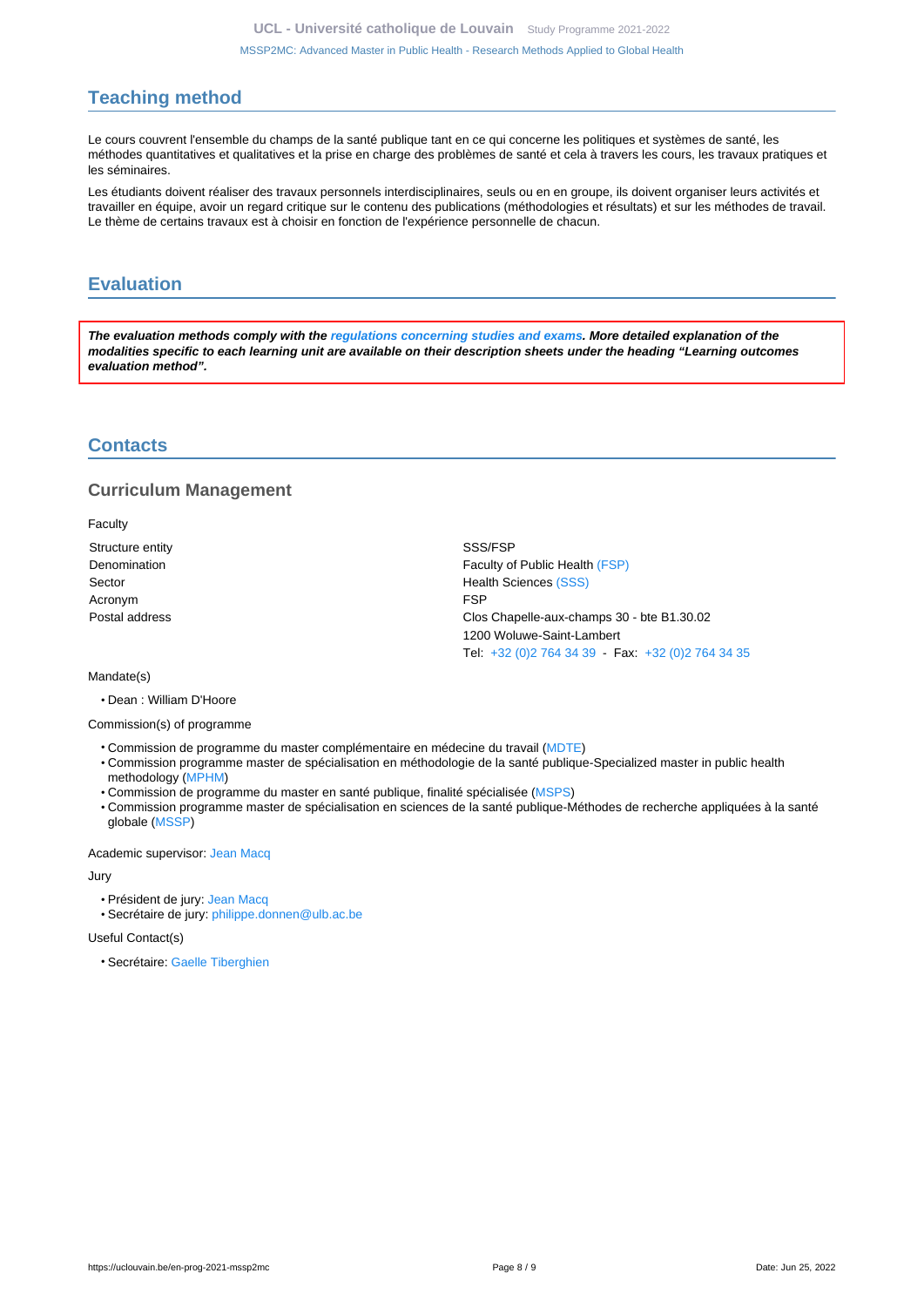## Teaching method

Le cours couvrent l'ensemble du champs de la santé publique tant en ce qui concerne les politiques et systèmes de santé, les méthodes quantitatives et qualitatives et la prise en charge des problèmes de santé et cela à travers les cours, les travaux pratiques et les séminaires.

Les étudiants doivent réaliser des travaux personnels interdisciplinaires, seuls ou en en groupe, ils doivent organiser leurs activités et travailler en équipe, avoir un regard critique sur le contenu des publications (méthodologies et résultats) et sur les méthodes de travail. Le thème de certains travaux est à choisir en fonction de l'expérience personnelle de chacun.

## Evaluation

***The evaluation methods comply with the regulations concerning studies and exams. More detailed explanation of the modalities specific to each learning unit are available on their description sheets under the heading "Learning outcomes evaluation method".***

## Contacts

### Curriculum Management

Faculty

| | |
|---|---|
| Structure entity | SSS/FSP |
| Denomination | Faculty of Public Health (FSP) |
| Sector | Health Sciences (SSS) |
| Acronym | FSP |
| Postal address | Clos Chapelle-aux-champs 30 - bte B1.30.02<br>1200 Woluwe-Saint-Lambert<br>Tel: +32 (0)2 764 34 39 - Fax: +32 (0)2 764 34 35 |

Mandate(s)

- Dean : William D'Hoore

Commission(s) of programme

- Commission de programme du master complémentaire en médecine du travail (MDTE)
- Commission programme master de spécialisation en méthodologie de la santé publique-Specialized master in public health methodology (MPHM)
- Commission de programme du master en santé publique, finalité spécialisée (MSPS)
- Commission programme master de spécialisation en sciences de la santé publique-Méthodes de recherche appliquées à la santé globale (MSSP)

Academic supervisor: Jean Macq

Jury

- Président de jury: Jean Macq
- Secrétaire de jury: philippe.donnen@ulb.ac.be

Useful Contact(s)

- Secrétaire: Gaelle Tiberghien